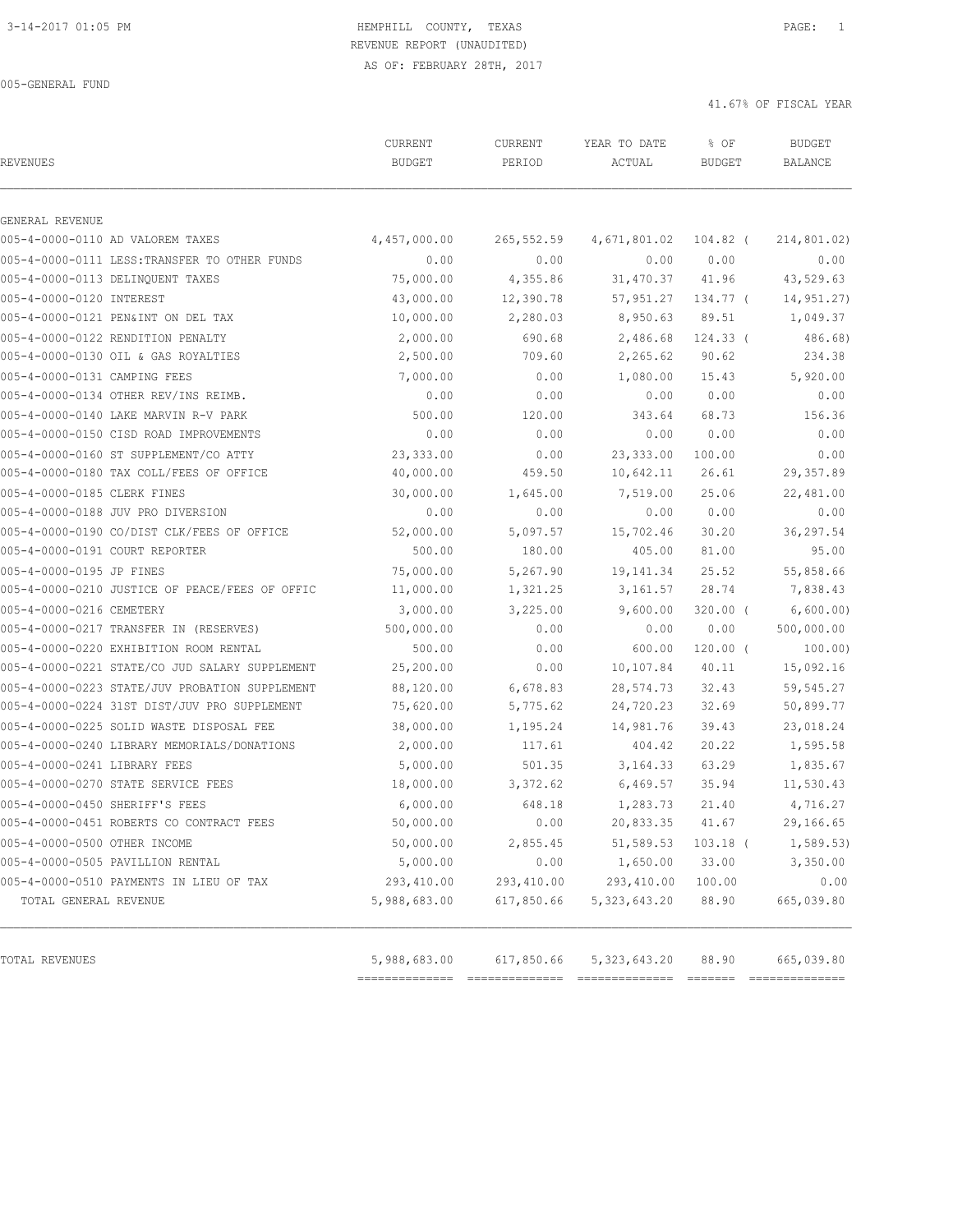3-14-2017 01:05 PM HEMPHILL COUNTY, TEXAS

REVENUE REPORT (UNAUDITED)

AS OF: FEBRUARY 28TH, 2017

005-GENERAL FUND

41.67% OF FISCAL YEAR

| REVENUES | CURRENT BUDGET | CURRENT PERIOD | YEAR TO DATE ACTUAL | % OF BUDGET | BUDGET BALANCE |
|---|---|---|---|---|---|
| GENERAL REVENUE | | | | | |
| 005-4-0000-0110 AD VALOREM TAXES | 4,457,000.00 | 265,552.59 | 4,671,801.02 | 104.82 ( | 214,801.02) |
| 005-4-0000-0111 LESS:TRANSFER TO OTHER FUNDS | 0.00 | 0.00 | 0.00 | 0.00 | 0.00 |
| 005-4-0000-0113 DELINQUENT TAXES | 75,000.00 | 4,355.86 | 31,470.37 | 41.96 | 43,529.63 |
| 005-4-0000-0120 INTEREST | 43,000.00 | 12,390.78 | 57,951.27 | 134.77 ( | 14,951.27) |
| 005-4-0000-0121 PEN&INT ON DEL TAX | 10,000.00 | 2,280.03 | 8,950.63 | 89.51 | 1,049.37 |
| 005-4-0000-0122 RENDITION PENALTY | 2,000.00 | 690.68 | 2,486.68 | 124.33 ( | 486.68) |
| 005-4-0000-0130 OIL & GAS ROYALTIES | 2,500.00 | 709.60 | 2,265.62 | 90.62 | 234.38 |
| 005-4-0000-0131 CAMPING FEES | 7,000.00 | 0.00 | 1,080.00 | 15.43 | 5,920.00 |
| 005-4-0000-0134 OTHER REV/INS REIMB. | 0.00 | 0.00 | 0.00 | 0.00 | 0.00 |
| 005-4-0000-0140 LAKE MARVIN R-V PARK | 500.00 | 120.00 | 343.64 | 68.73 | 156.36 |
| 005-4-0000-0150 CISD ROAD IMPROVEMENTS | 0.00 | 0.00 | 0.00 | 0.00 | 0.00 |
| 005-4-0000-0160 ST SUPPLEMENT/CO ATTY | 23,333.00 | 0.00 | 23,333.00 | 100.00 | 0.00 |
| 005-4-0000-0180 TAX COLL/FEES OF OFFICE | 40,000.00 | 459.50 | 10,642.11 | 26.61 | 29,357.89 |
| 005-4-0000-0185 CLERK FINES | 30,000.00 | 1,645.00 | 7,519.00 | 25.06 | 22,481.00 |
| 005-4-0000-0188 JUV PRO DIVERSION | 0.00 | 0.00 | 0.00 | 0.00 | 0.00 |
| 005-4-0000-0190 CO/DIST CLK/FEES OF OFFICE | 52,000.00 | 5,097.57 | 15,702.46 | 30.20 | 36,297.54 |
| 005-4-0000-0191 COURT REPORTER | 500.00 | 180.00 | 405.00 | 81.00 | 95.00 |
| 005-4-0000-0195 JP FINES | 75,000.00 | 5,267.90 | 19,141.34 | 25.52 | 55,858.66 |
| 005-4-0000-0210 JUSTICE OF PEACE/FEES OF OFFIC | 11,000.00 | 1,321.25 | 3,161.57 | 28.74 | 7,838.43 |
| 005-4-0000-0216 CEMETERY | 3,000.00 | 3,225.00 | 9,600.00 | 320.00 ( | 6,600.00) |
| 005-4-0000-0217 TRANSFER IN (RESERVES) | 500,000.00 | 0.00 | 0.00 | 0.00 | 500,000.00 |
| 005-4-0000-0220 EXHIBITION ROOM RENTAL | 500.00 | 0.00 | 600.00 | 120.00 ( | 100.00) |
| 005-4-0000-0221 STATE/CO JUD SALARY SUPPLEMENT | 25,200.00 | 0.00 | 10,107.84 | 40.11 | 15,092.16 |
| 005-4-0000-0223 STATE/JUV PROBATION SUPPLEMENT | 88,120.00 | 6,678.83 | 28,574.73 | 32.43 | 59,545.27 |
| 005-4-0000-0224 31ST DIST/JUV PRO SUPPLEMENT | 75,620.00 | 5,775.62 | 24,720.23 | 32.69 | 50,899.77 |
| 005-4-0000-0225 SOLID WASTE DISPOSAL FEE | 38,000.00 | 1,195.24 | 14,981.76 | 39.43 | 23,018.24 |
| 005-4-0000-0240 LIBRARY MEMORIALS/DONATIONS | 2,000.00 | 117.61 | 404.42 | 20.22 | 1,595.58 |
| 005-4-0000-0241 LIBRARY FEES | 5,000.00 | 501.35 | 3,164.33 | 63.29 | 1,835.67 |
| 005-4-0000-0270 STATE SERVICE FEES | 18,000.00 | 3,372.62 | 6,469.57 | 35.94 | 11,530.43 |
| 005-4-0000-0450 SHERIFF'S FEES | 6,000.00 | 648.18 | 1,283.73 | 21.40 | 4,716.27 |
| 005-4-0000-0451 ROBERTS CO CONTRACT FEES | 50,000.00 | 0.00 | 20,833.35 | 41.67 | 29,166.65 |
| 005-4-0000-0500 OTHER INCOME | 50,000.00 | 2,855.45 | 51,589.53 | 103.18 ( | 1,589.53) |
| 005-4-0000-0505 PAVILLION RENTAL | 5,000.00 | 0.00 | 1,650.00 | 33.00 | 3,350.00 |
| 005-4-0000-0510 PAYMENTS IN LIEU OF TAX | 293,410.00 | 293,410.00 | 293,410.00 | 100.00 | 0.00 |
| TOTAL GENERAL REVENUE | 5,988,683.00 | 617,850.66 | 5,323,643.20 | 88.90 | 665,039.80 |
| TOTAL REVENUES | 5,988,683.00 | 617,850.66 | 5,323,643.20 | 88.90 | 665,039.80 |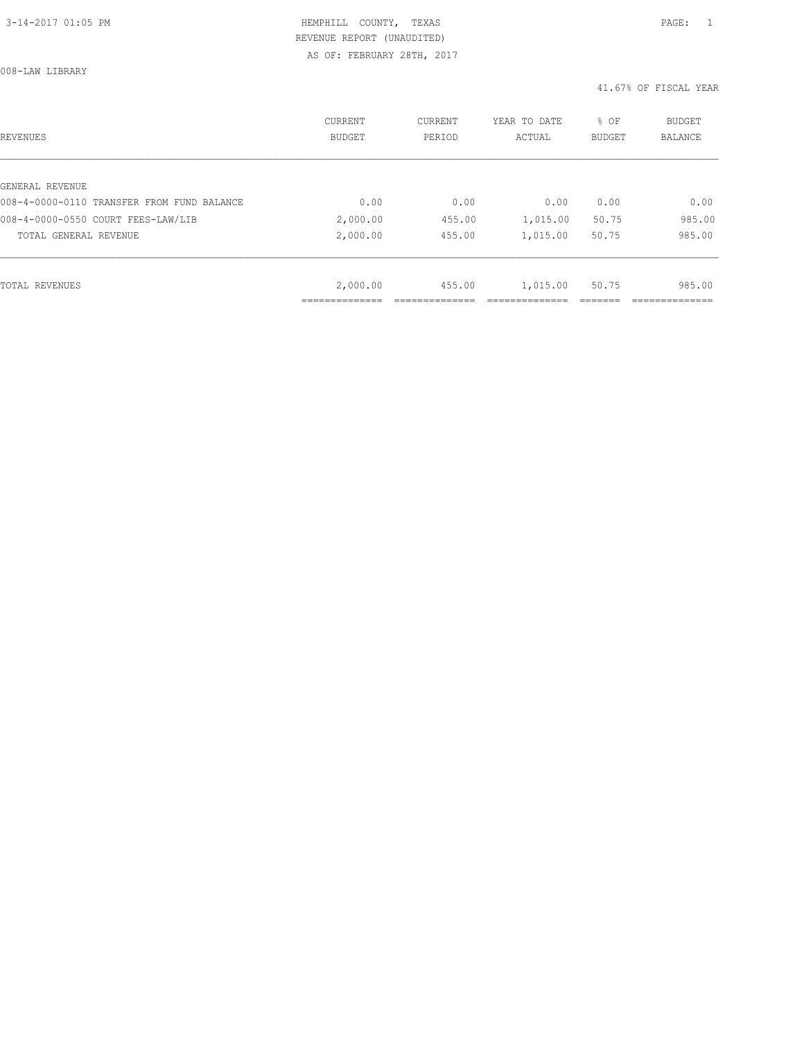HEMPHILL COUNTY, TEXAS
REVENUE REPORT (UNAUDITED)
AS OF: FEBRUARY 28TH, 2017

008-LAW LIBRARY

41.67% OF FISCAL YEAR

| REVENUES | CURRENT BUDGET | CURRENT PERIOD | YEAR TO DATE ACTUAL | % OF BUDGET | BUDGET BALANCE |
|---|---|---|---|---|---|
| GENERAL REVENUE | | | | | |
| 008-4-0000-0110 TRANSFER FROM FUND BALANCE | 0.00 | 0.00 | 0.00 | 0.00 | 0.00 |
| 008-4-0000-0550 COURT FEES-LAW/LIB | 2,000.00 | 455.00 | 1,015.00 | 50.75 | 985.00 |
| TOTAL GENERAL REVENUE | 2,000.00 | 455.00 | 1,015.00 | 50.75 | 985.00 |
| TOTAL REVENUES | 2,000.00 | 455.00 | 1,015.00 | 50.75 | 985.00 |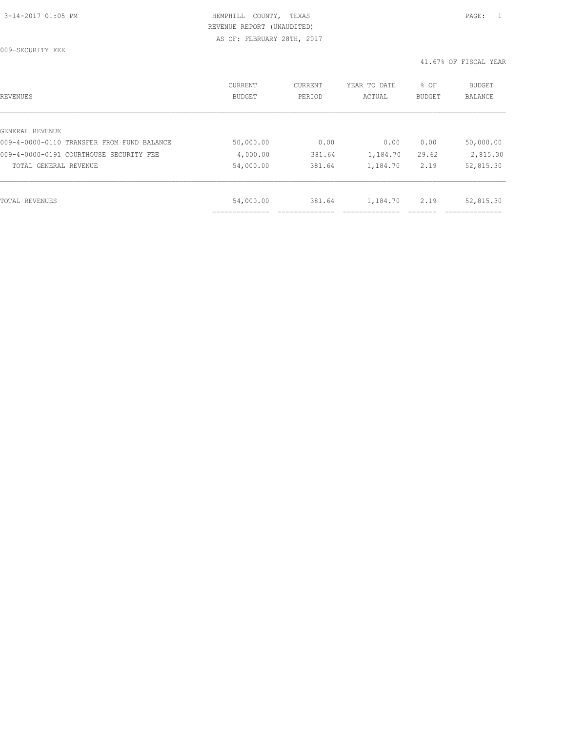HEMPHILL COUNTY, TEXAS
REVENUE REPORT (UNAUDITED)
AS OF: FEBRUARY 28TH, 2017

009-SECURITY FEE

41.67% OF FISCAL YEAR

| REVENUES | CURRENT BUDGET | CURRENT PERIOD | YEAR TO DATE ACTUAL | % OF BUDGET | BUDGET BALANCE |
|---|---|---|---|---|---|
| GENERAL REVENUE | | | | | |
| 009-4-0000-0110 TRANSFER FROM FUND BALANCE | 50,000.00 | 0.00 | 0.00 | 0.00 | 50,000.00 |
| 009-4-0000-0191 COURTHOUSE SECURITY FEE | 4,000.00 | 381.64 | 1,184.70 | 29.62 | 2,815.30 |
| TOTAL GENERAL REVENUE | 54,000.00 | 381.64 | 1,184.70 | 2.19 | 52,815.30 |
| TOTAL REVENUES | 54,000.00 | 381.64 | 1,184.70 | 2.19 | 52,815.30 |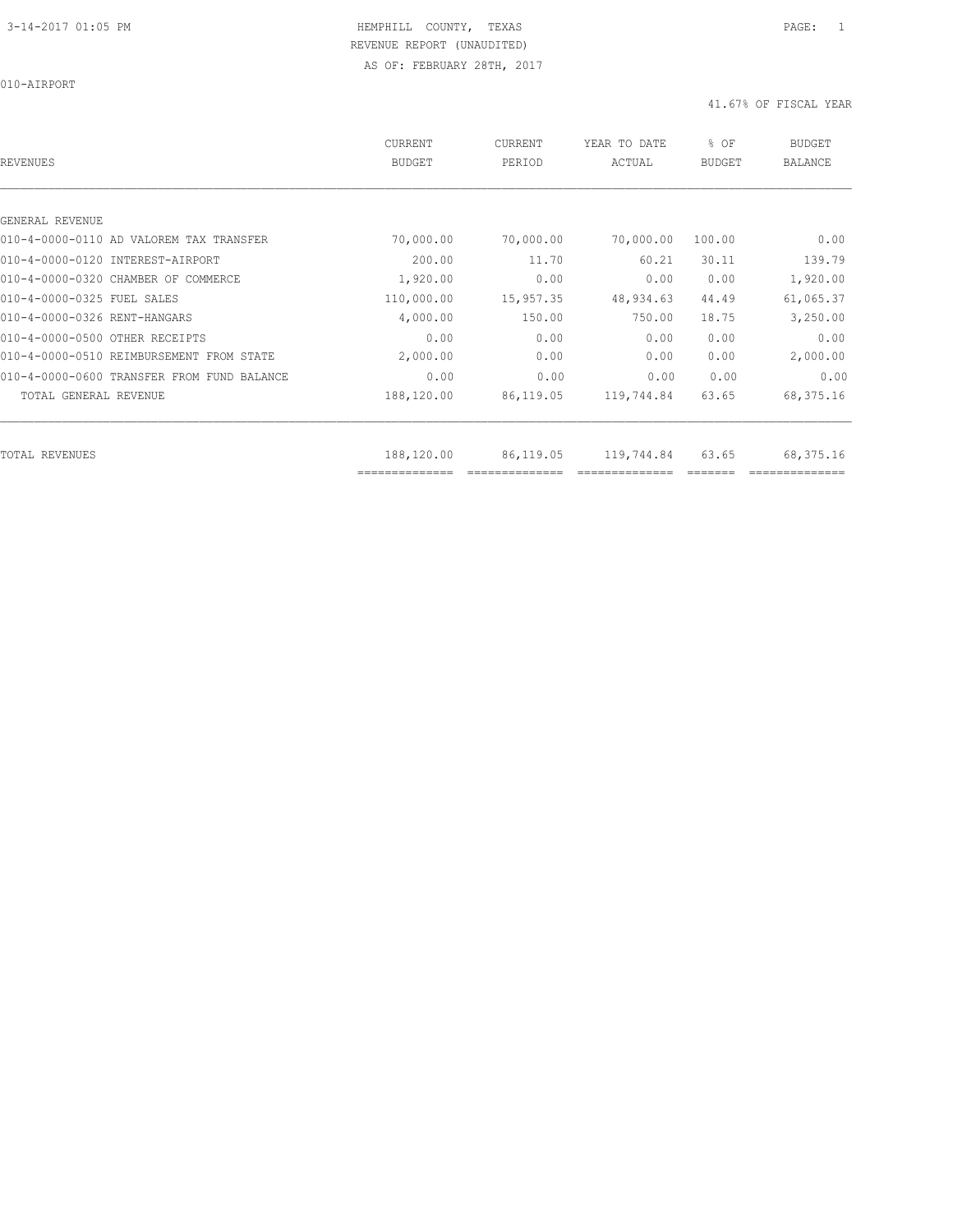HEMPHILL COUNTY, TEXAS
REVENUE REPORT (UNAUDITED)
AS OF: FEBRUARY 28TH, 2017

010-AIRPORT

41.67% OF FISCAL YEAR

| REVENUES | CURRENT BUDGET | CURRENT PERIOD | YEAR TO DATE ACTUAL | % OF BUDGET | BUDGET BALANCE |
|---|---|---|---|---|---|
| GENERAL REVENUE | | | | | |
| 010-4-0000-0110 AD VALOREM TAX TRANSFER | 70,000.00 | 70,000.00 | 70,000.00 | 100.00 | 0.00 |
| 010-4-0000-0120 INTEREST-AIRPORT | 200.00 | 11.70 | 60.21 | 30.11 | 139.79 |
| 010-4-0000-0320 CHAMBER OF COMMERCE | 1,920.00 | 0.00 | 0.00 | 0.00 | 1,920.00 |
| 010-4-0000-0325 FUEL SALES | 110,000.00 | 15,957.35 | 48,934.63 | 44.49 | 61,065.37 |
| 010-4-0000-0326 RENT-HANGARS | 4,000.00 | 150.00 | 750.00 | 18.75 | 3,250.00 |
| 010-4-0000-0500 OTHER RECEIPTS | 0.00 | 0.00 | 0.00 | 0.00 | 0.00 |
| 010-4-0000-0510 REIMBURSEMENT FROM STATE | 2,000.00 | 0.00 | 0.00 | 0.00 | 2,000.00 |
| 010-4-0000-0600 TRANSFER FROM FUND BALANCE | 0.00 | 0.00 | 0.00 | 0.00 | 0.00 |
| TOTAL GENERAL REVENUE | 188,120.00 | 86,119.05 | 119,744.84 | 63.65 | 68,375.16 |
| TOTAL REVENUES | 188,120.00 | 86,119.05 | 119,744.84 | 63.65 | 68,375.16 |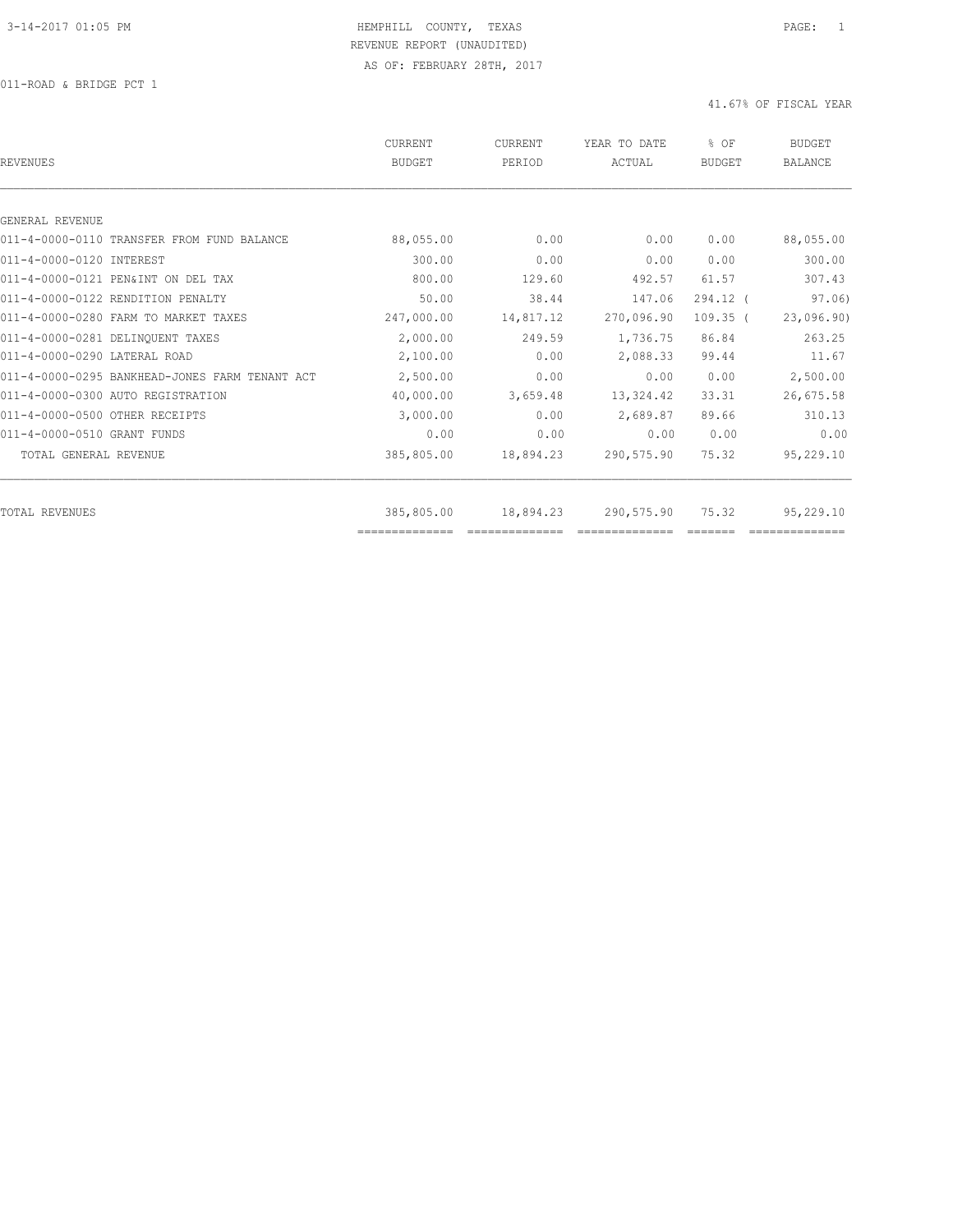HEMPHILL COUNTY, TEXAS
REVENUE REPORT (UNAUDITED)
AS OF: FEBRUARY 28TH, 2017

011-ROAD & BRIDGE PCT 1

41.67% OF FISCAL YEAR

| REVENUES | CURRENT BUDGET | CURRENT PERIOD | YEAR TO DATE ACTUAL | % OF BUDGET | BUDGET BALANCE |
|---|---|---|---|---|---|
| GENERAL REVENUE | | | | | |
| 011-4-0000-0110 TRANSFER FROM FUND BALANCE | 88,055.00 | 0.00 | 0.00 | 0.00 | 88,055.00 |
| 011-4-0000-0120 INTEREST | 300.00 | 0.00 | 0.00 | 0.00 | 300.00 |
| 011-4-0000-0121 PEN&INT ON DEL TAX | 800.00 | 129.60 | 492.57 | 61.57 | 307.43 |
| 011-4-0000-0122 RENDITION PENALTY | 50.00 | 38.44 | 147.06 | 294.12 ( | 97.06) |
| 011-4-0000-0280 FARM TO MARKET TAXES | 247,000.00 | 14,817.12 | 270,096.90 | 109.35 ( | 23,096.90) |
| 011-4-0000-0281 DELINQUENT TAXES | 2,000.00 | 249.59 | 1,736.75 | 86.84 | 263.25 |
| 011-4-0000-0290 LATERAL ROAD | 2,100.00 | 0.00 | 2,088.33 | 99.44 | 11.67 |
| 011-4-0000-0295 BANKHEAD-JONES FARM TENANT ACT | 2,500.00 | 0.00 | 0.00 | 0.00 | 2,500.00 |
| 011-4-0000-0300 AUTO REGISTRATION | 40,000.00 | 3,659.48 | 13,324.42 | 33.31 | 26,675.58 |
| 011-4-0000-0500 OTHER RECEIPTS | 3,000.00 | 0.00 | 2,689.87 | 89.66 | 310.13 |
| 011-4-0000-0510 GRANT FUNDS | 0.00 | 0.00 | 0.00 | 0.00 | 0.00 |
| TOTAL GENERAL REVENUE | 385,805.00 | 18,894.23 | 290,575.90 | 75.32 | 95,229.10 |
| TOTAL REVENUES | 385,805.00 | 18,894.23 | 290,575.90 | 75.32 | 95,229.10 |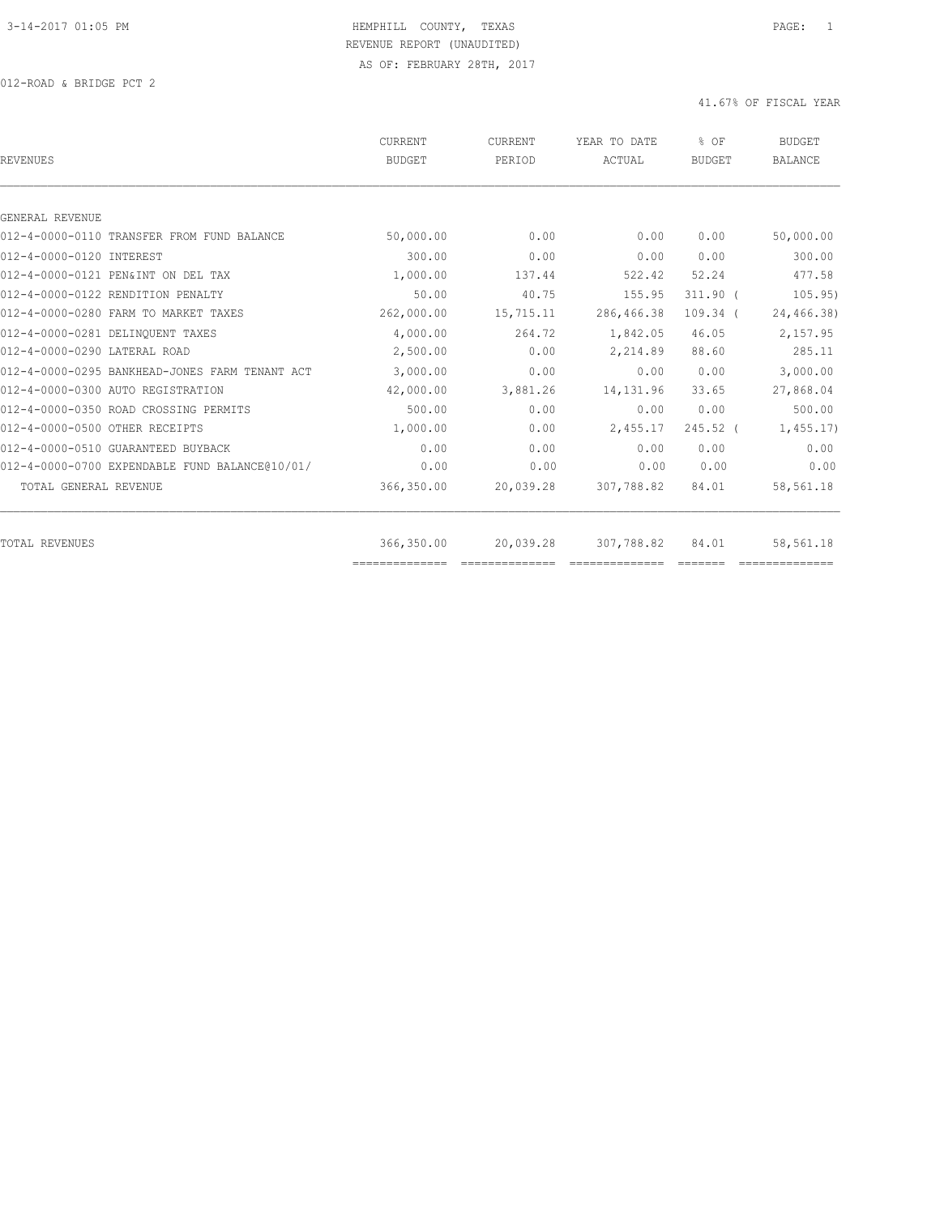HEMPHILL COUNTY, TEXAS
REVENUE REPORT (UNAUDITED)
AS OF: FEBRUARY 28TH, 2017

012-ROAD & BRIDGE PCT 2

41.67% OF FISCAL YEAR

| REVENUES | CURRENT BUDGET | CURRENT PERIOD | YEAR TO DATE ACTUAL | % OF BUDGET | BUDGET BALANCE |
|---|---|---|---|---|---|
| GENERAL REVENUE | | | | | |
| 012-4-0000-0110 TRANSFER FROM FUND BALANCE | 50,000.00 | 0.00 | 0.00 | 0.00 | 50,000.00 |
| 012-4-0000-0120 INTEREST | 300.00 | 0.00 | 0.00 | 0.00 | 300.00 |
| 012-4-0000-0121 PEN&INT ON DEL TAX | 1,000.00 | 137.44 | 522.42 | 52.24 | 477.58 |
| 012-4-0000-0122 RENDITION PENALTY | 50.00 | 40.75 | 155.95 | 311.90 ( | 105.95) |
| 012-4-0000-0280 FARM TO MARKET TAXES | 262,000.00 | 15,715.11 | 286,466.38 | 109.34 ( | 24,466.38) |
| 012-4-0000-0281 DELINQUENT TAXES | 4,000.00 | 264.72 | 1,842.05 | 46.05 | 2,157.95 |
| 012-4-0000-0290 LATERAL ROAD | 2,500.00 | 0.00 | 2,214.89 | 88.60 | 285.11 |
| 012-4-0000-0295 BANKHEAD-JONES FARM TENANT ACT | 3,000.00 | 0.00 | 0.00 | 0.00 | 3,000.00 |
| 012-4-0000-0300 AUTO REGISTRATION | 42,000.00 | 3,881.26 | 14,131.96 | 33.65 | 27,868.04 |
| 012-4-0000-0350 ROAD CROSSING PERMITS | 500.00 | 0.00 | 0.00 | 0.00 | 500.00 |
| 012-4-0000-0500 OTHER RECEIPTS | 1,000.00 | 0.00 | 2,455.17 | 245.52 ( | 1,455.17) |
| 012-4-0000-0510 GUARANTEED BUYBACK | 0.00 | 0.00 | 0.00 | 0.00 | 0.00 |
| 012-4-0000-0700 EXPENDABLE FUND BALANCE@10/01/ | 0.00 | 0.00 | 0.00 | 0.00 | 0.00 |
| TOTAL GENERAL REVENUE | 366,350.00 | 20,039.28 | 307,788.82 | 84.01 | 58,561.18 |
| TOTAL REVENUES | 366,350.00 | 20,039.28 | 307,788.82 | 84.01 | 58,561.18 |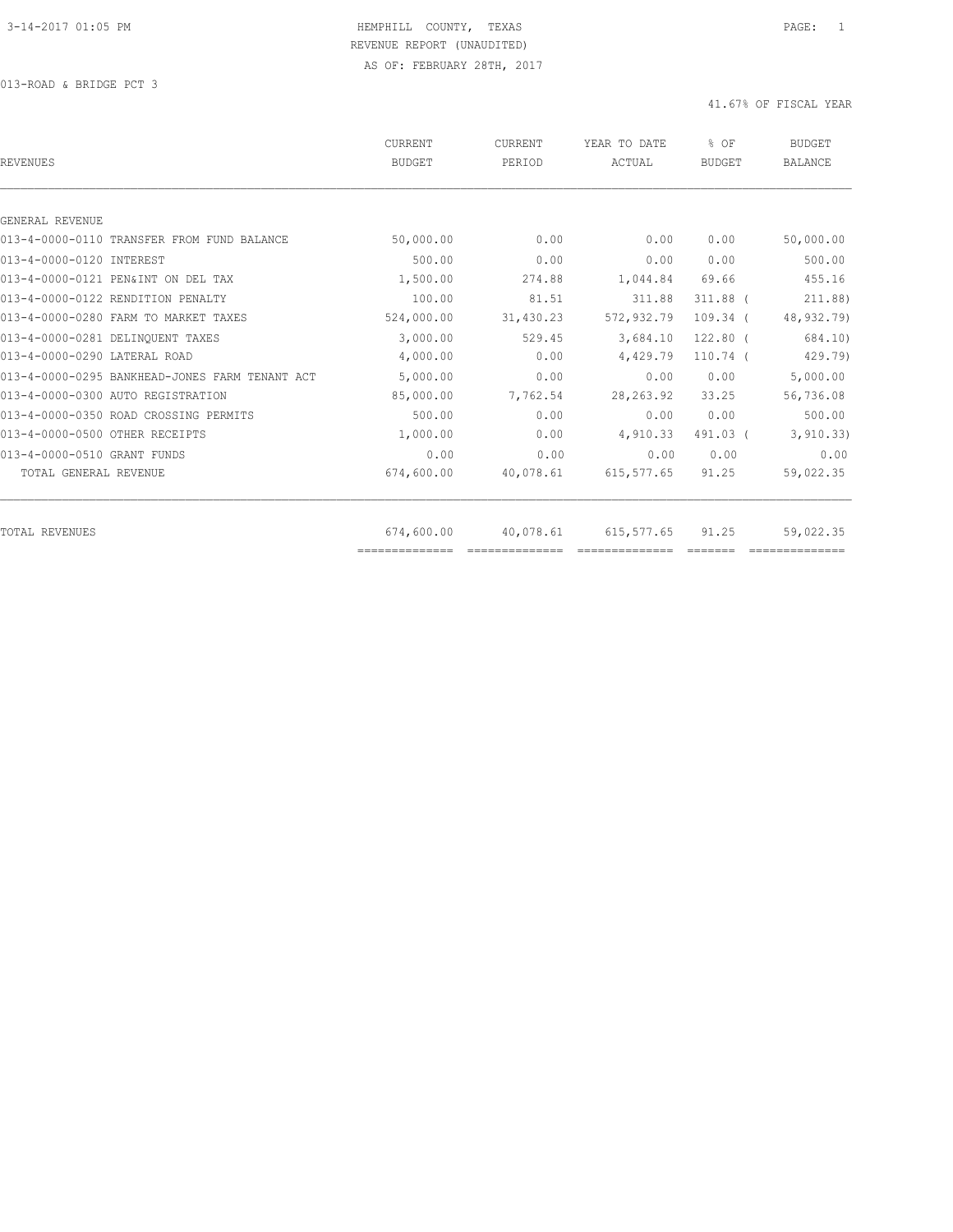HEMPHILL COUNTY, TEXAS
REVENUE REPORT (UNAUDITED)
AS OF: FEBRUARY 28TH, 2017

013-ROAD & BRIDGE PCT 3

41.67% OF FISCAL YEAR

| REVENUES | CURRENT BUDGET | CURRENT PERIOD | YEAR TO DATE ACTUAL | % OF BUDGET | BUDGET BALANCE |
|---|---|---|---|---|---|
| GENERAL REVENUE | | | | | |
| 013-4-0000-0110 TRANSFER FROM FUND BALANCE | 50,000.00 | 0.00 | 0.00 | 0.00 | 50,000.00 |
| 013-4-0000-0120 INTEREST | 500.00 | 0.00 | 0.00 | 0.00 | 500.00 |
| 013-4-0000-0121 PEN&INT ON DEL TAX | 1,500.00 | 274.88 | 1,044.84 | 69.66 | 455.16 |
| 013-4-0000-0122 RENDITION PENALTY | 100.00 | 81.51 | 311.88 | 311.88 | ( 211.88) |
| 013-4-0000-0280 FARM TO MARKET TAXES | 524,000.00 | 31,430.23 | 572,932.79 | 109.34 | ( 48,932.79) |
| 013-4-0000-0281 DELINQUENT TAXES | 3,000.00 | 529.45 | 3,684.10 | 122.80 | ( 684.10) |
| 013-4-0000-0290 LATERAL ROAD | 4,000.00 | 0.00 | 4,429.79 | 110.74 | ( 429.79) |
| 013-4-0000-0295 BANKHEAD-JONES FARM TENANT ACT | 5,000.00 | 0.00 | 0.00 | 0.00 | 5,000.00 |
| 013-4-0000-0300 AUTO REGISTRATION | 85,000.00 | 7,762.54 | 28,263.92 | 33.25 | 56,736.08 |
| 013-4-0000-0350 ROAD CROSSING PERMITS | 500.00 | 0.00 | 0.00 | 0.00 | 500.00 |
| 013-4-0000-0500 OTHER RECEIPTS | 1,000.00 | 0.00 | 4,910.33 | 491.03 | ( 3,910.33) |
| 013-4-0000-0510 GRANT FUNDS | 0.00 | 0.00 | 0.00 | 0.00 | 0.00 |
| TOTAL GENERAL REVENUE | 674,600.00 | 40,078.61 | 615,577.65 | 91.25 | 59,022.35 |
| TOTAL REVENUES | 674,600.00 | 40,078.61 | 615,577.65 | 91.25 | 59,022.35 |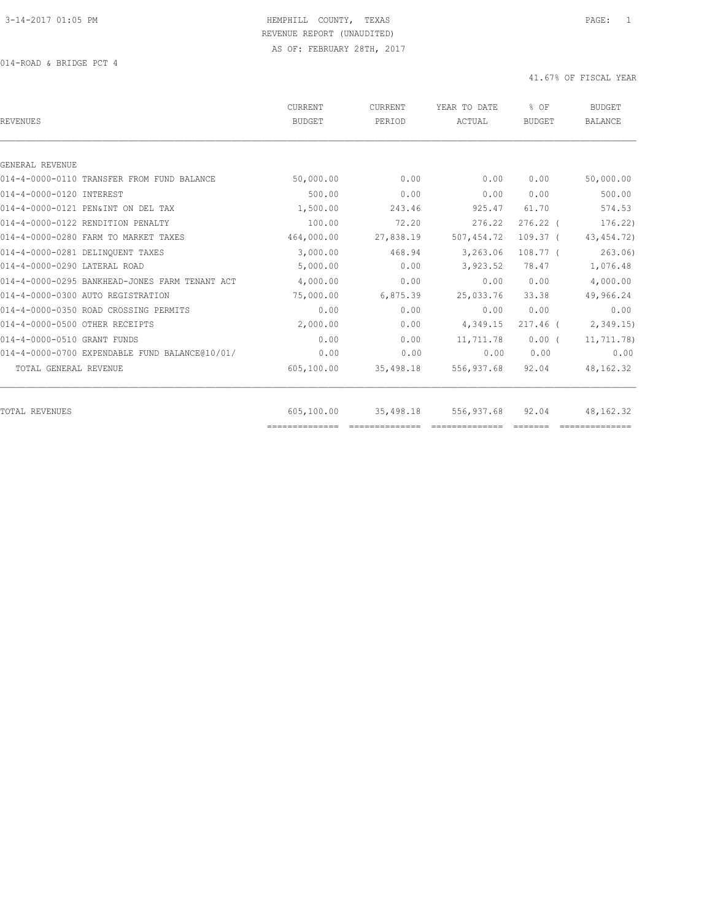HEMPHILL COUNTY, TEXAS
REVENUE REPORT (UNAUDITED)
AS OF: FEBRUARY 28TH, 2017

014-ROAD & BRIDGE PCT 4

41.67% OF FISCAL YEAR

| REVENUES | CURRENT BUDGET | CURRENT PERIOD | YEAR TO DATE ACTUAL | % OF BUDGET | BUDGET BALANCE |
|---|---|---|---|---|---|
| GENERAL REVENUE | | | | | |
| 014-4-0000-0110 TRANSFER FROM FUND BALANCE | 50,000.00 | 0.00 | 0.00 | 0.00 | 50,000.00 |
| 014-4-0000-0120 INTEREST | 500.00 | 0.00 | 0.00 | 0.00 | 500.00 |
| 014-4-0000-0121 PEN&INT ON DEL TAX | 1,500.00 | 243.46 | 925.47 | 61.70 | 574.53 |
| 014-4-0000-0122 RENDITION PENALTY | 100.00 | 72.20 | 276.22 | 276.22 | ( 176.22) |
| 014-4-0000-0280 FARM TO MARKET TAXES | 464,000.00 | 27,838.19 | 507,454.72 | 109.37 | ( 43,454.72) |
| 014-4-0000-0281 DELINQUENT TAXES | 3,000.00 | 468.94 | 3,263.06 | 108.77 | ( 263.06) |
| 014-4-0000-0290 LATERAL ROAD | 5,000.00 | 0.00 | 3,923.52 | 78.47 | 1,076.48 |
| 014-4-0000-0295 BANKHEAD-JONES FARM TENANT ACT | 4,000.00 | 0.00 | 0.00 | 0.00 | 4,000.00 |
| 014-4-0000-0300 AUTO REGISTRATION | 75,000.00 | 6,875.39 | 25,033.76 | 33.38 | 49,966.24 |
| 014-4-0000-0350 ROAD CROSSING PERMITS | 0.00 | 0.00 | 0.00 | 0.00 | 0.00 |
| 014-4-0000-0500 OTHER RECEIPTS | 2,000.00 | 0.00 | 4,349.15 | 217.46 | ( 2,349.15) |
| 014-4-0000-0510 GRANT FUNDS | 0.00 | 0.00 | 11,711.78 | 0.00 | ( 11,711.78) |
| 014-4-0000-0700 EXPENDABLE FUND BALANCE@10/01/ | 0.00 | 0.00 | 0.00 | 0.00 | 0.00 |
| TOTAL GENERAL REVENUE | 605,100.00 | 35,498.18 | 556,937.68 | 92.04 | 48,162.32 |
| TOTAL REVENUES | 605,100.00 | 35,498.18 | 556,937.68 | 92.04 | 48,162.32 |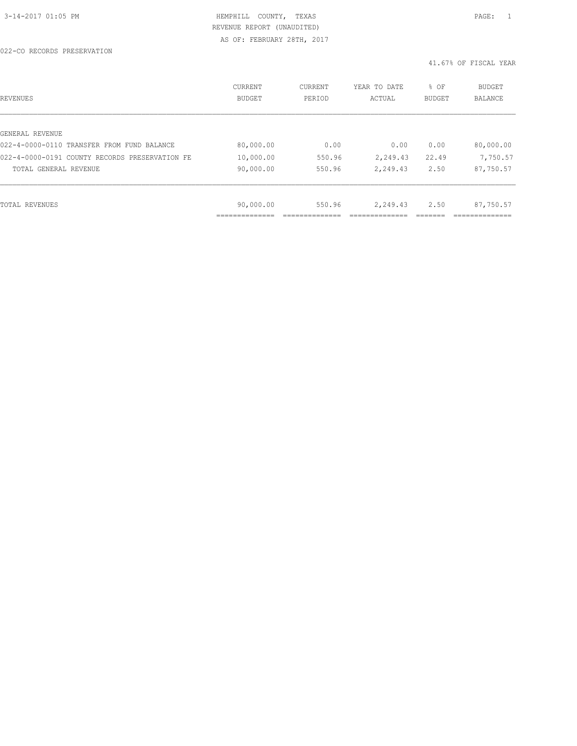HEMPHILL COUNTY, TEXAS
REVENUE REPORT (UNAUDITED)
AS OF: FEBRUARY 28TH, 2017

022-CO RECORDS PRESERVATION

41.67% OF FISCAL YEAR

| REVENUES | CURRENT BUDGET | CURRENT PERIOD | YEAR TO DATE ACTUAL | % OF BUDGET | BUDGET BALANCE |
|---|---|---|---|---|---|
| GENERAL REVENUE | | | | | |
| 022-4-0000-0110 TRANSFER FROM FUND BALANCE | 80,000.00 | 0.00 | 0.00 | 0.00 | 80,000.00 |
| 022-4-0000-0191 COUNTY RECORDS PRESERVATION FE | 10,000.00 | 550.96 | 2,249.43 | 22.49 | 7,750.57 |
| TOTAL GENERAL REVENUE | 90,000.00 | 550.96 | 2,249.43 | 2.50 | 87,750.57 |
| TOTAL REVENUES | 90,000.00 | 550.96 | 2,249.43 | 2.50 | 87,750.57 |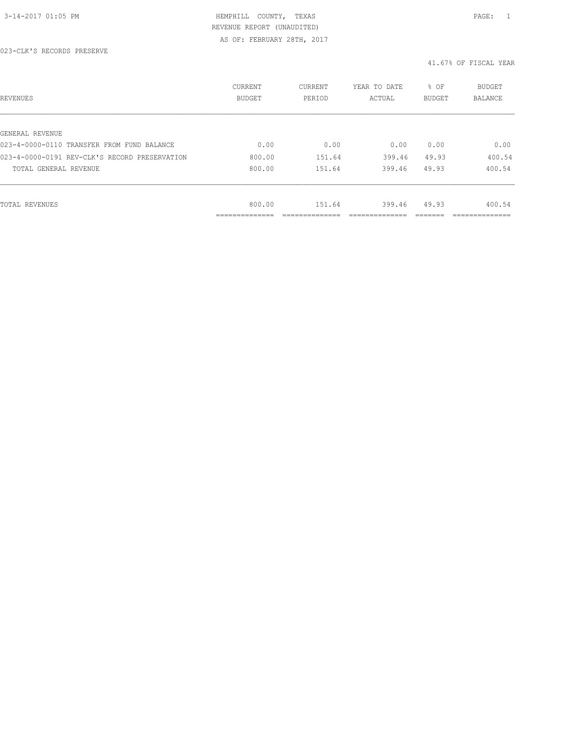HEMPHILL COUNTY, TEXAS
REVENUE REPORT (UNAUDITED)
AS OF: FEBRUARY 28TH, 2017

023-CLK'S RECORDS PRESERVE

41.67% OF FISCAL YEAR

| REVENUES | CURRENT BUDGET | CURRENT PERIOD | YEAR TO DATE ACTUAL | % OF BUDGET | BUDGET BALANCE |
|---|---|---|---|---|---|
| GENERAL REVENUE | | | | | |
| 023-4-0000-0110 TRANSFER FROM FUND BALANCE | 0.00 | 0.00 | 0.00 | 0.00 | 0.00 |
| 023-4-0000-0191 REV-CLK'S RECORD PRESERVATION | 800.00 | 151.64 | 399.46 | 49.93 | 400.54 |
| TOTAL GENERAL REVENUE | 800.00 | 151.64 | 399.46 | 49.93 | 400.54 |
| TOTAL REVENUES | 800.00 | 151.64 | 399.46 | 49.93 | 400.54 |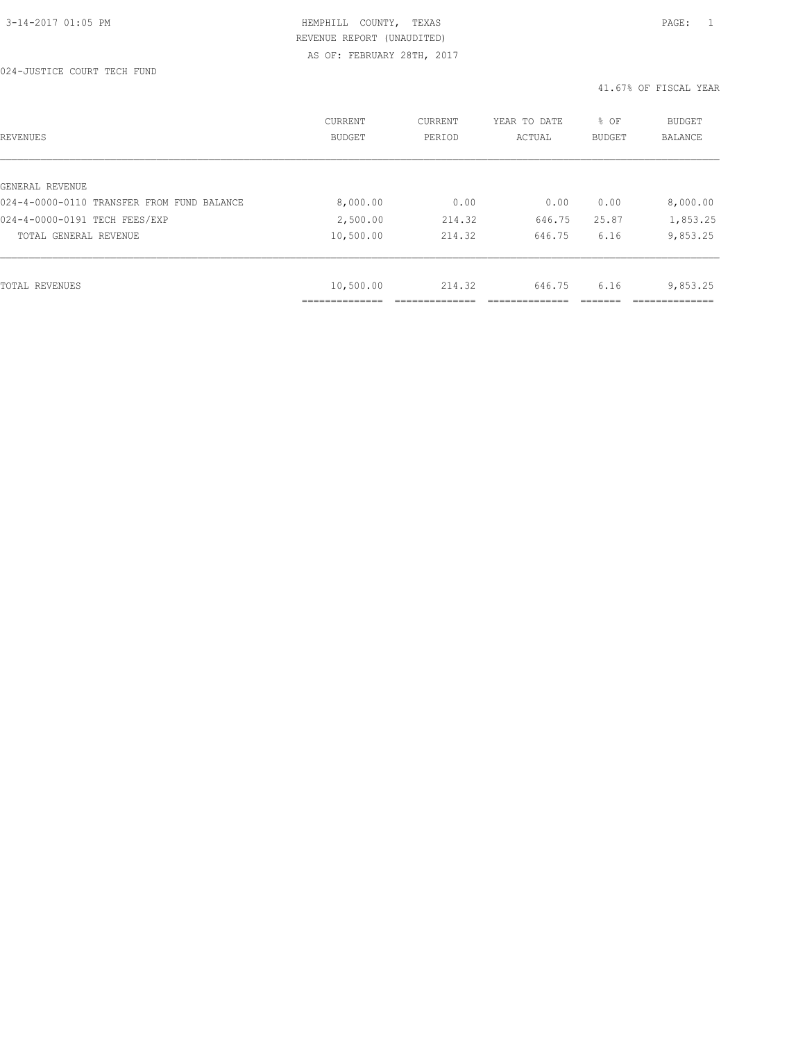3-14-2017 01:05 PM HEMPHILL COUNTY, TEXAS PAGE: 1

REVENUE REPORT (UNAUDITED)

AS OF: FEBRUARY 28TH, 2017

024-JUSTICE COURT TECH FUND

41.67% OF FISCAL YEAR

| REVENUES | CURRENT BUDGET | CURRENT PERIOD | YEAR TO DATE ACTUAL | % OF BUDGET | BUDGET BALANCE |
|---|---|---|---|---|---|
| GENERAL REVENUE | | | | | |
| 024-4-0000-0110 TRANSFER FROM FUND BALANCE | 8,000.00 | 0.00 | 0.00 | 0.00 | 8,000.00 |
| 024-4-0000-0191 TECH FEES/EXP | 2,500.00 | 214.32 | 646.75 | 25.87 | 1,853.25 |
| TOTAL GENERAL REVENUE | 10,500.00 | 214.32 | 646.75 | 6.16 | 9,853.25 |
| TOTAL REVENUES | 10,500.00 | 214.32 | 646.75 | 6.16 | 9,853.25 |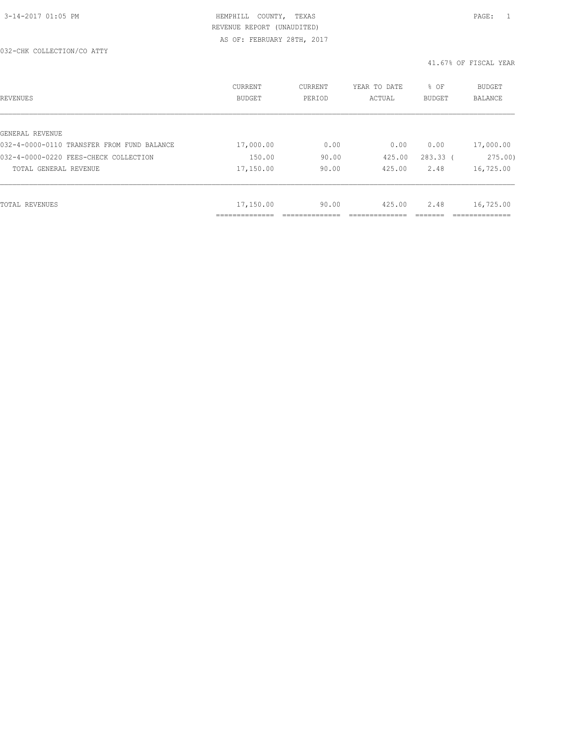HEMPHILL COUNTY, TEXAS
REVENUE REPORT (UNAUDITED)
AS OF: FEBRUARY 28TH, 2017

032-CHK COLLECTION/CO ATTY

41.67% OF FISCAL YEAR

| REVENUES | CURRENT BUDGET | CURRENT PERIOD | YEAR TO DATE ACTUAL | % OF BUDGET | BUDGET BALANCE |
|---|---|---|---|---|---|
| GENERAL REVENUE | | | | | |
| 032-4-0000-0110 TRANSFER FROM FUND BALANCE | 17,000.00 | 0.00 | 0.00 | 0.00 | 17,000.00 |
| 032-4-0000-0220 FEES-CHECK COLLECTION | 150.00 | 90.00 | 425.00 | 283.33 | ( 275.00) |
| TOTAL GENERAL REVENUE | 17,150.00 | 90.00 | 425.00 | 2.48 | 16,725.00 |
| TOTAL REVENUES | 17,150.00 | 90.00 | 425.00 | 2.48 | 16,725.00 |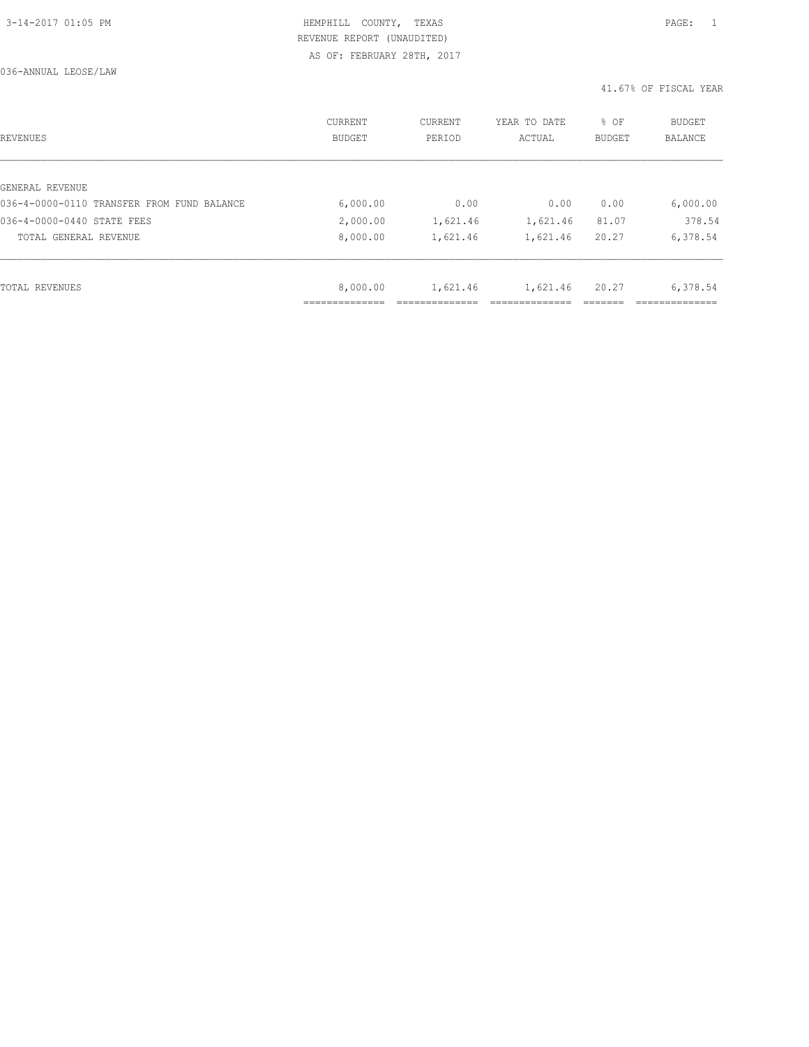HEMPHILL COUNTY, TEXAS
REVENUE REPORT (UNAUDITED)
AS OF: FEBRUARY 28TH, 2017

036-ANNUAL LEOSE/LAW

41.67% OF FISCAL YEAR

| REVENUES | CURRENT BUDGET | CURRENT PERIOD | YEAR TO DATE ACTUAL | % OF BUDGET | BUDGET BALANCE |
|---|---|---|---|---|---|
| GENERAL REVENUE | | | | | |
| 036-4-0000-0110 TRANSFER FROM FUND BALANCE | 6,000.00 | 0.00 | 0.00 | 0.00 | 6,000.00 |
| 036-4-0000-0440 STATE FEES | 2,000.00 | 1,621.46 | 1,621.46 | 81.07 | 378.54 |
| TOTAL GENERAL REVENUE | 8,000.00 | 1,621.46 | 1,621.46 | 20.27 | 6,378.54 |
| TOTAL REVENUES | 8,000.00 | 1,621.46 | 1,621.46 | 20.27 | 6,378.54 |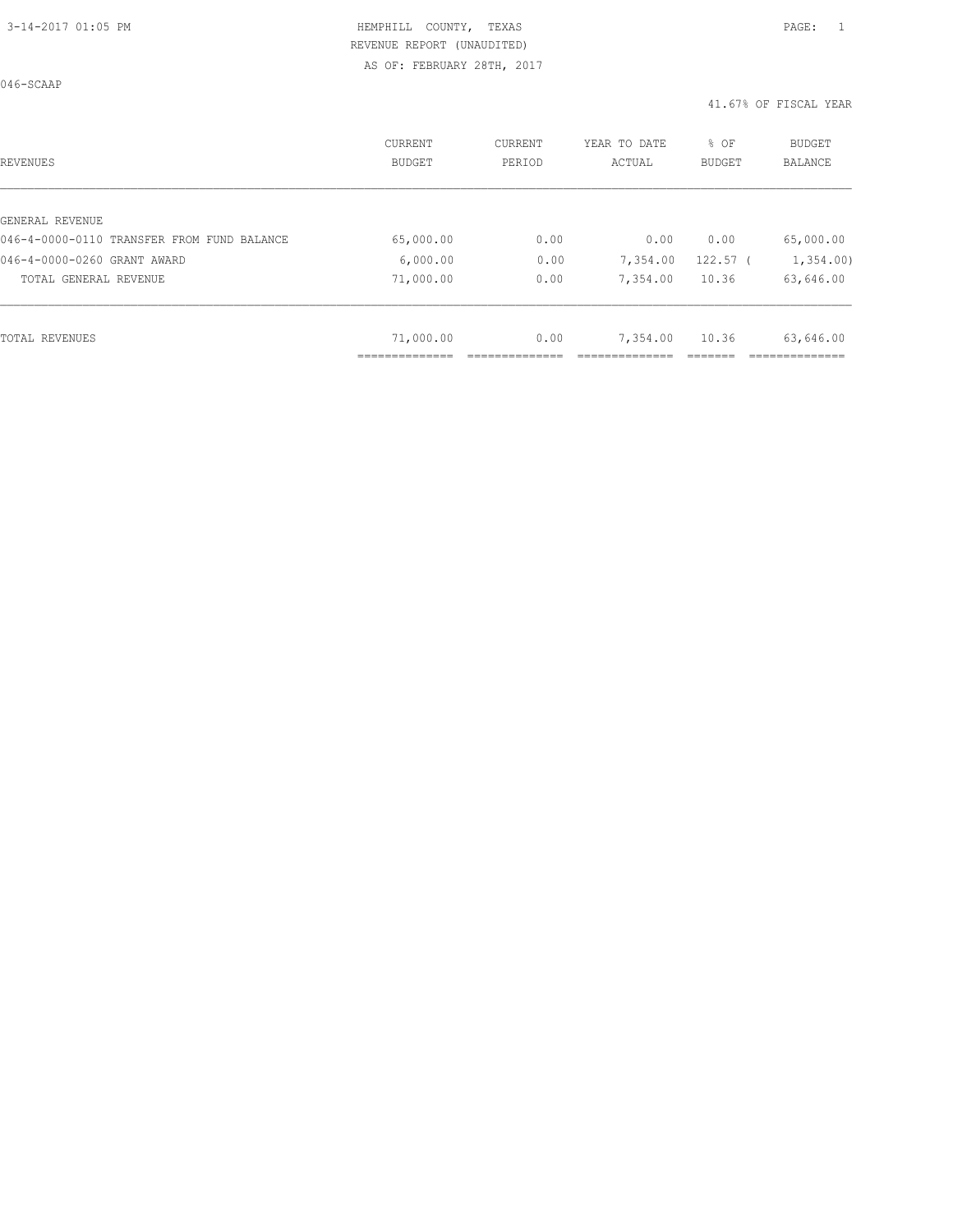HEMPHILL COUNTY, TEXAS
REVENUE REPORT (UNAUDITED)
AS OF: FEBRUARY 28TH, 2017

046-SCAAP

41.67% OF FISCAL YEAR

| REVENUES | CURRENT BUDGET | CURRENT PERIOD | YEAR TO DATE ACTUAL | % OF BUDGET | BUDGET BALANCE |
|---|---|---|---|---|---|
| GENERAL REVENUE | | | | | |
| 046-4-0000-0110 TRANSFER FROM FUND BALANCE | 65,000.00 | 0.00 | 0.00 | 0.00 | 65,000.00 |
| 046-4-0000-0260 GRANT AWARD | 6,000.00 | 0.00 | 7,354.00 | 122.57 | ( 1,354.00) |
| TOTAL GENERAL REVENUE | 71,000.00 | 0.00 | 7,354.00 | 10.36 | 63,646.00 |
| TOTAL REVENUES | 71,000.00 | 0.00 | 7,354.00 | 10.36 | 63,646.00 |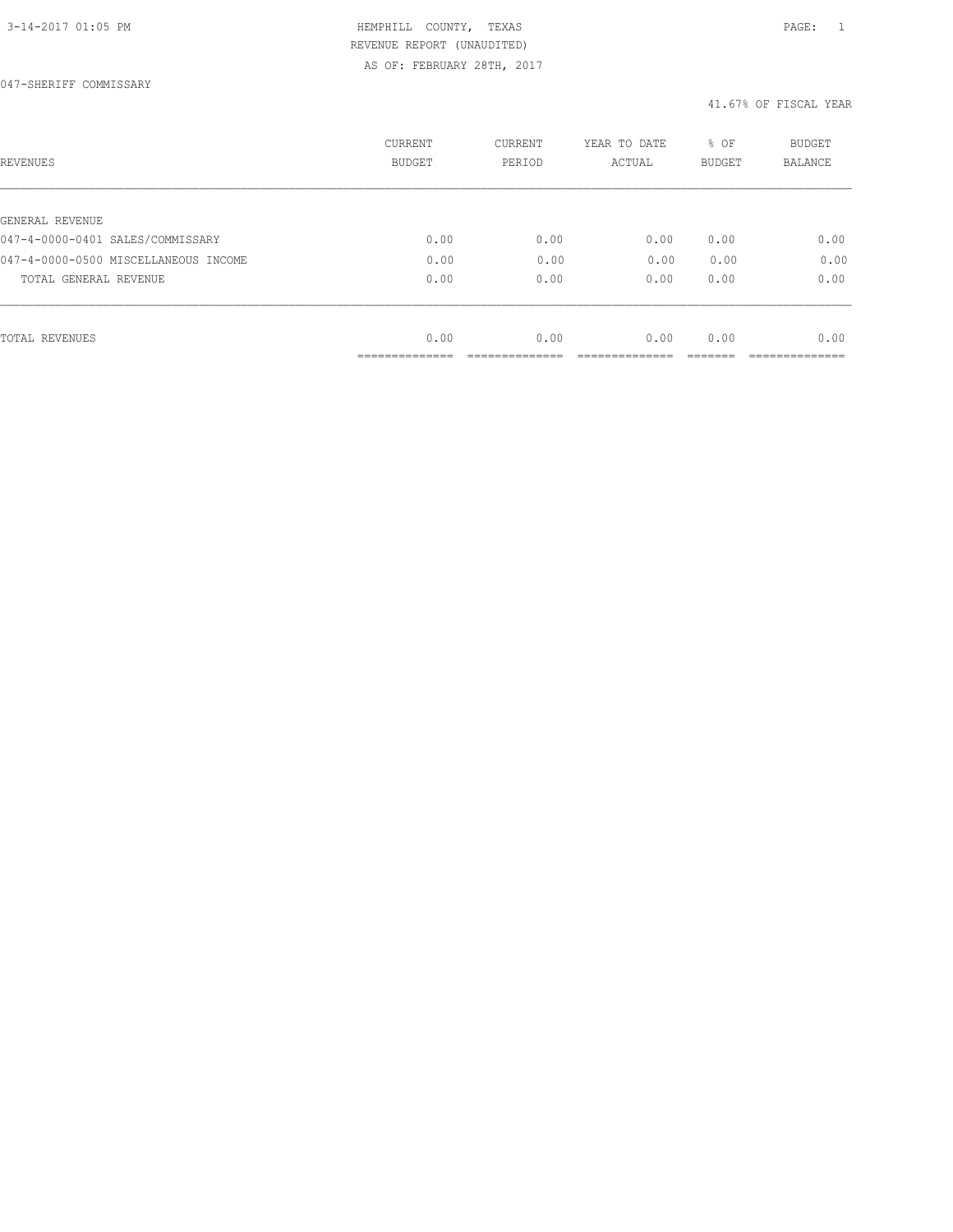HEMPHILL COUNTY, TEXAS
REVENUE REPORT (UNAUDITED)
AS OF: FEBRUARY 28TH, 2017

047-SHERIFF COMMISSARY

41.67% OF FISCAL YEAR

| REVENUES | CURRENT BUDGET | CURRENT PERIOD | YEAR TO DATE ACTUAL | % OF BUDGET | BUDGET BALANCE |
|---|---|---|---|---|---|
| GENERAL REVENUE | | | | | |
| 047-4-0000-0401 SALES/COMMISSARY | 0.00 | 0.00 | 0.00 | 0.00 | 0.00 |
| 047-4-0000-0500 MISCELLANEOUS INCOME | 0.00 | 0.00 | 0.00 | 0.00 | 0.00 |
| TOTAL GENERAL REVENUE | 0.00 | 0.00 | 0.00 | 0.00 | 0.00 |
| TOTAL REVENUES | 0.00 | 0.00 | 0.00 | 0.00 | 0.00 |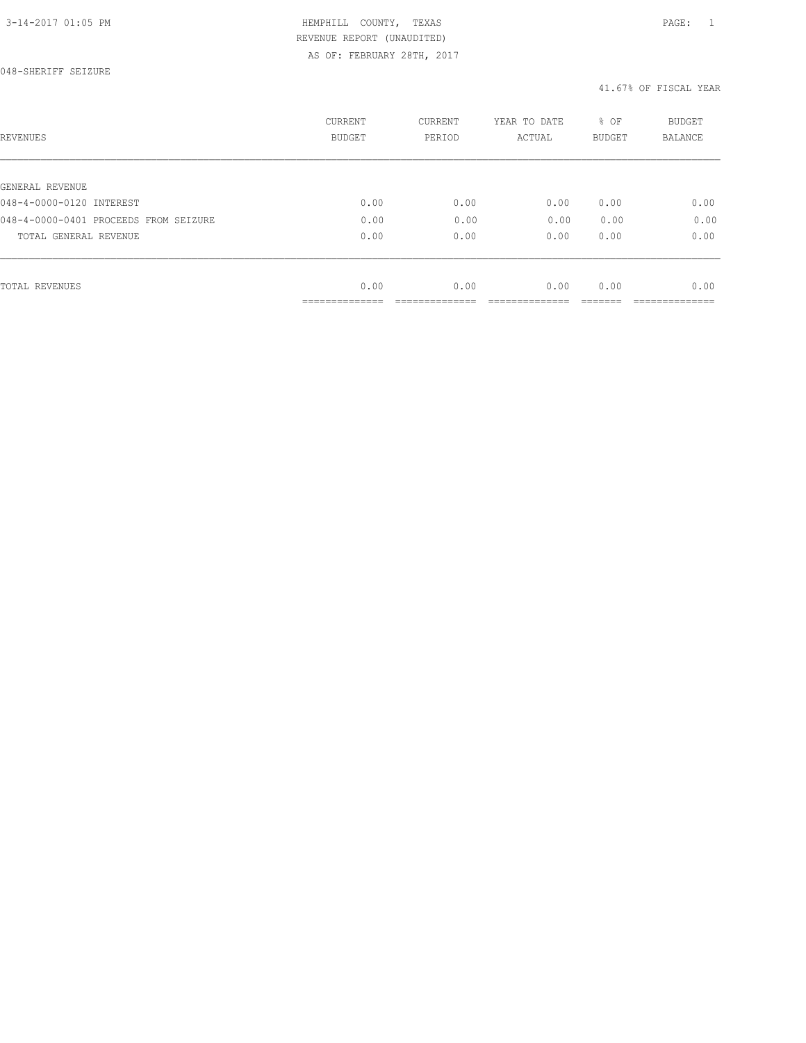HEMPHILL COUNTY, TEXAS
REVENUE REPORT (UNAUDITED)
AS OF: FEBRUARY 28TH, 2017

048-SHERIFF SEIZURE

41.67% OF FISCAL YEAR

| REVENUES | CURRENT BUDGET | CURRENT PERIOD | YEAR TO DATE ACTUAL | % OF BUDGET | BUDGET BALANCE |
|---|---|---|---|---|---|
| GENERAL REVENUE | | | | | |
| 048-4-0000-0120 INTEREST | 0.00 | 0.00 | 0.00 | 0.00 | 0.00 |
| 048-4-0000-0401 PROCEEDS FROM SEIZURE | 0.00 | 0.00 | 0.00 | 0.00 | 0.00 |
| TOTAL GENERAL REVENUE | 0.00 | 0.00 | 0.00 | 0.00 | 0.00 |
| TOTAL REVENUES | 0.00 | 0.00 | 0.00 | 0.00 | 0.00 |